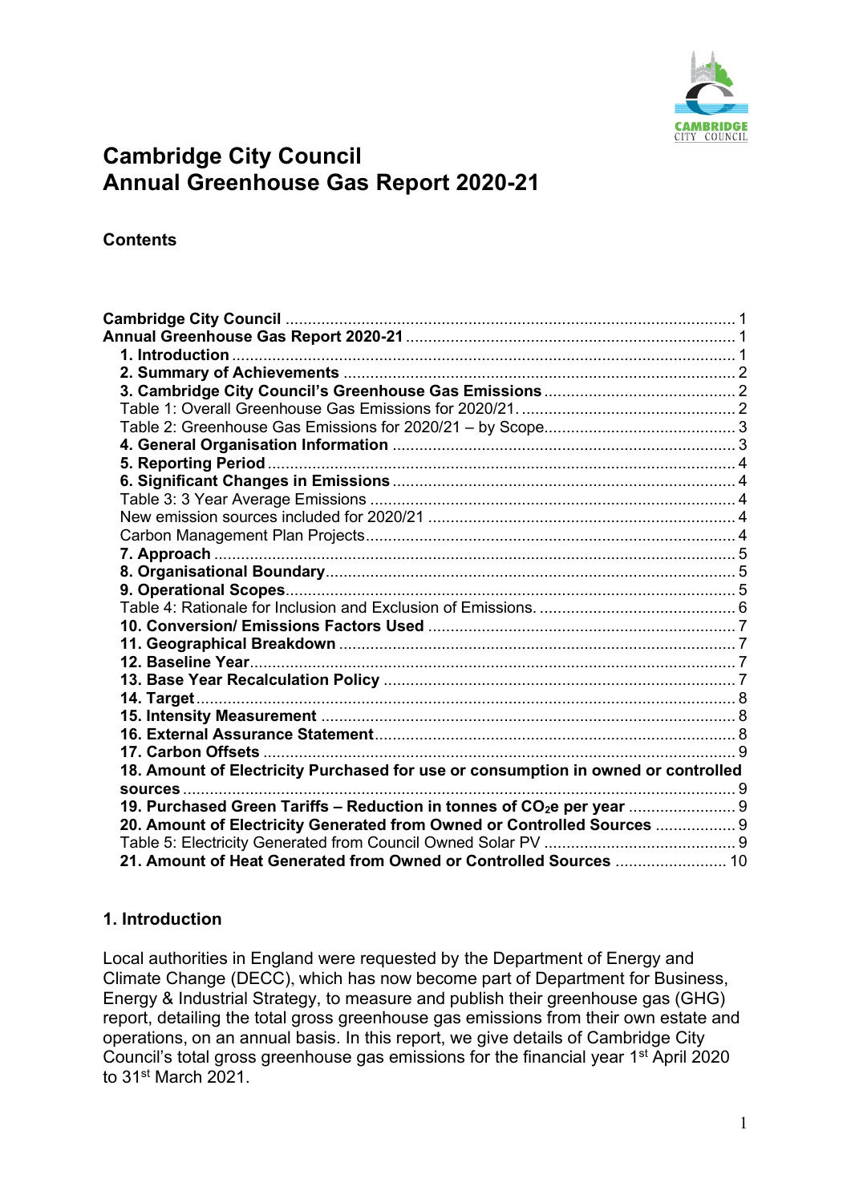# Cambridge City Council
# Annual Greenhouse Gas Report 2020-21

**Contents**

**Cambridge City Council** ..................................................................................................... 1
**Annual Greenhouse Gas Report 2020-21** .......................................................................... 1
**1. Introduction** ................................................................................................................. 1
**2. Summary of Achievements** ........................................................................................ 2
**3. Cambridge City Council's Greenhouse Gas Emissions** ........................................... 2
Table 1: Overall Greenhouse Gas Emissions for 2020/21. ................................................ 2
Table 2: Greenhouse Gas Emissions for 2020/21 – by Scope........................................... 3
**4. General Organisation Information** ............................................................................. 3
**5. Reporting Period** ......................................................................................................... 4
**6. Significant Changes in Emissions** ............................................................................. 4
Table 3: 3 Year Average Emissions .................................................................................. 4
New emission sources included for 2020/21 ..................................................................... 4
Carbon Management Plan Projects ................................................................................... 4
**7. Approach** ..................................................................................................................... 5
**8. Organisational Boundary** ............................................................................................ 5
**9. Operational Scopes** ..................................................................................................... 5
Table 4: Rationale for Inclusion and Exclusion of Emissions. ............................................ 6
**10. Conversion/ Emissions Factors Used** ..................................................................... 7
**11. Geographical Breakdown** ......................................................................................... 7
**12. Baseline Year** ............................................................................................................ 7
**13. Base Year Recalculation Policy** ............................................................................... 7
**14. Target** ......................................................................................................................... 8
**15. Intensity Measurement** ............................................................................................. 8
**16. External Assurance Statement** ................................................................................. 8
**17. Carbon Offsets** .......................................................................................................... 9
**18. Amount of Electricity Purchased for use or consumption in owned or controlled sources** ........................................................................................................................... 9
**19. Purchased Green Tariffs – Reduction in tonnes of $CO_2e$ per year** ........................ 9
**20. Amount of Electricity Generated from Owned or Controlled Sources** .................. 9
Table 5: Electricity Generated from Council Owned Solar PV ........................................... 9
**21. Amount of Heat Generated from Owned or Controlled Sources** ......................... 10

## 1. Introduction

Local authorities in England were requested by the Department of Energy and Climate Change (DECC), which has now become part of Department for Business, Energy & Industrial Strategy, to measure and publish their greenhouse gas (GHG) report, detailing the total gross greenhouse gas emissions from their own estate and operations, on an annual basis. In this report, we give details of Cambridge City Council's total gross greenhouse gas emissions for the financial year 1st April 2020 to 31st March 2021.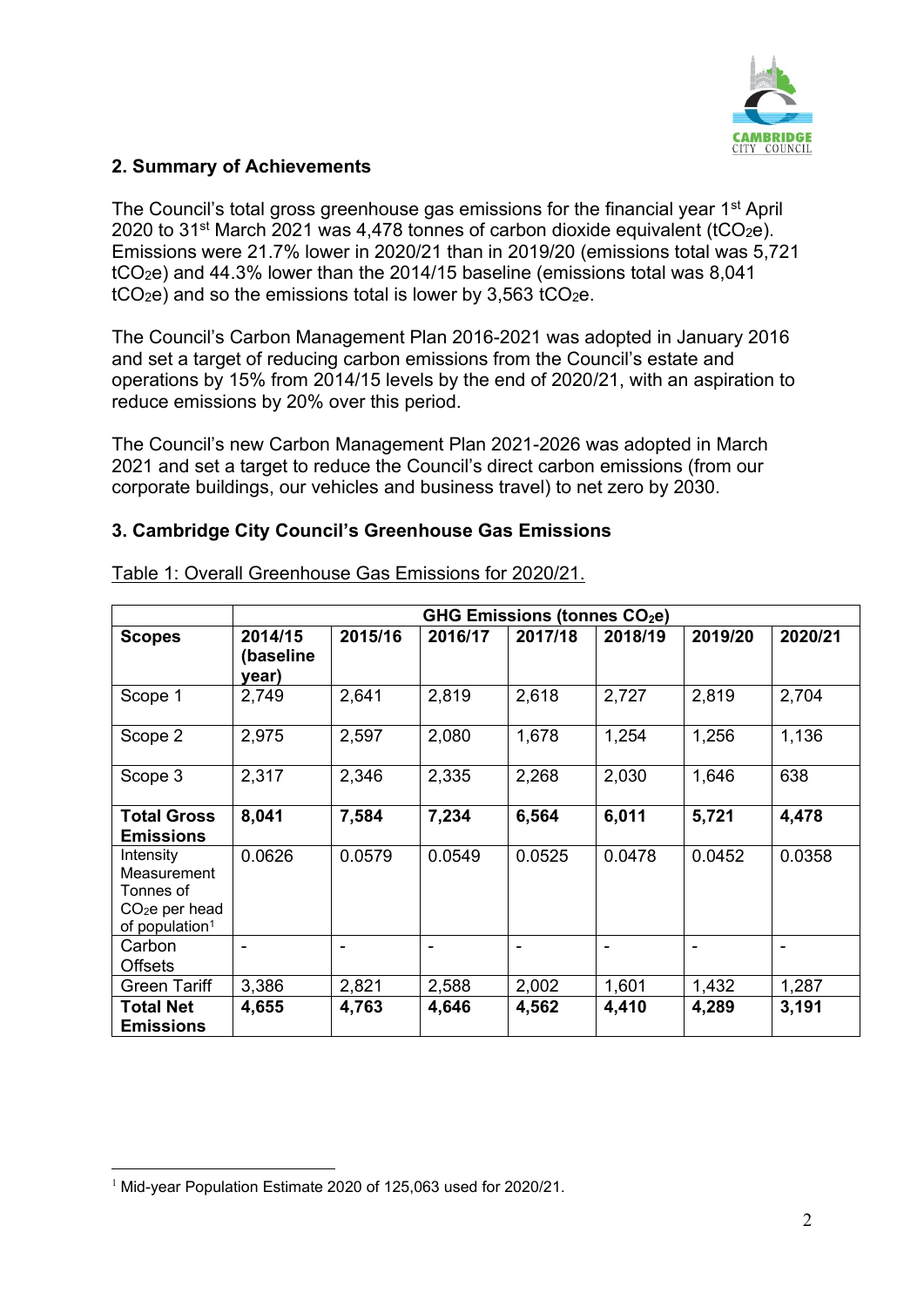## 2. Summary of Achievements

The Council's total gross greenhouse gas emissions for the financial year 1st April 2020 to 31st March 2021 was 4,478 tonnes of carbon dioxide equivalent ($tCO_2e$). Emissions were 21.7% lower in 2020/21 than in 2019/20 (emissions total was 5,721 $tCO_2e$) and 44.3% lower than the 2014/15 baseline (emissions total was 8,041 $tCO_2e$) and so the emissions total is lower by 3,563 $tCO_2e$.

The Council's Carbon Management Plan 2016-2021 was adopted in January 2016 and set a target of reducing carbon emissions from the Council's estate and operations by 15% from 2014/15 levels by the end of 2020/21, with an aspiration to reduce emissions by 20% over this period.

The Council's new Carbon Management Plan 2021-2026 was adopted in March 2021 and set a target to reduce the Council's direct carbon emissions (from our corporate buildings, our vehicles and business travel) to net zero by 2030.

## 3. Cambridge City Council's Greenhouse Gas Emissions

Table 1: Overall Greenhouse Gas Emissions for 2020/21.

| | **GHG Emissions (tonnes $CO_2e$)** | | | | | | |
|---|---|---|---|---|---|---|---|
| **Scopes** | **2014/15 (baseline year)** | **2015/16** | **2016/17** | **2017/18** | **2018/19** | **2019/20** | **2020/21** |
| Scope 1 | 2,749 | 2,641 | 2,819 | 2,618 | 2,727 | 2,819 | 2,704 |
| Scope 2 | 2,975 | 2,597 | 2,080 | 1,678 | 1,254 | 1,256 | 1,136 |
| Scope 3 | 2,317 | 2,346 | 2,335 | 2,268 | 2,030 | 1,646 | 638 |
| **Total Gross Emissions** | **8,041** | **7,584** | **7,234** | **6,564** | **6,011** | **5,721** | **4,478** |
| Intensity Measurement Tonnes of $CO_2e$ per head of population[1] | 0.0626 | 0.0579 | 0.0549 | 0.0525 | 0.0478 | 0.0452 | 0.0358 |
| Carbon Offsets | - | - | - | - | - | - | - |
| Green Tariff | 3,386 | 2,821 | 2,588 | 2,002 | 1,601 | 1,432 | 1,287 |
| **Total Net Emissions** | **4,655** | **4,763** | **4,646** | **4,562** | **4,410** | **4,289** | **3,191** |

[1] Mid-year Population Estimate 2020 of 125,063 used for 2020/21.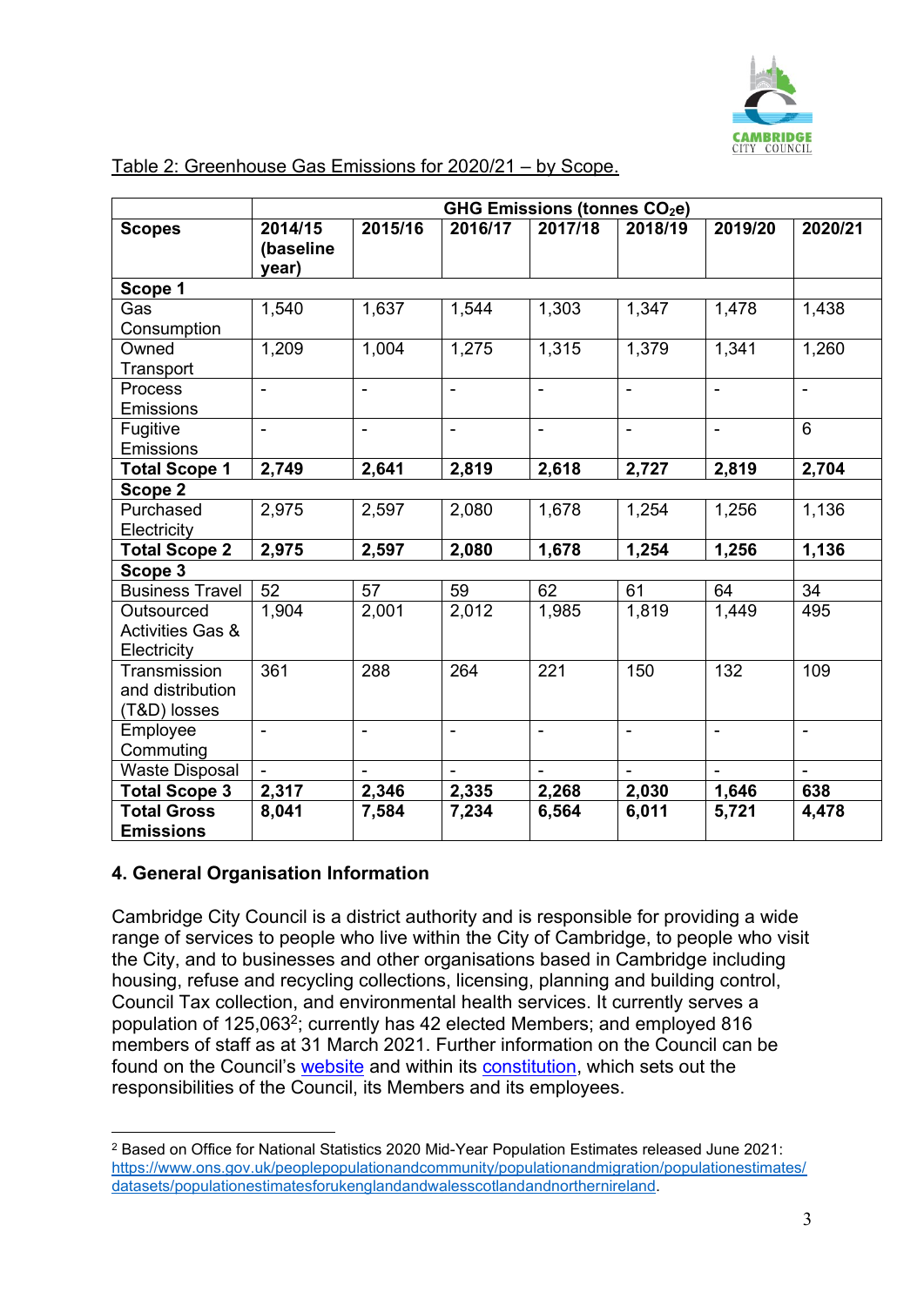Table 2: Greenhouse Gas Emissions for 2020/21 – by Scope.

| Scopes | GHG Emissions (tonnes $CO_2e$) | | | | | | |
|---|---|---|---|---|---|---|---|
| | **2014/15 (baseline year)** | **2015/16** | **2016/17** | **2017/18** | **2018/19** | **2019/20** | **2020/21** |
| **Scope 1** | | | | | | | |
| Gas Consumption | 1,540 | 1,637 | 1,544 | 1,303 | 1,347 | 1,478 | 1,438 |
| Owned Transport | 1,209 | 1,004 | 1,275 | 1,315 | 1,379 | 1,341 | 1,260 |
| Process Emissions | - | - | - | - | - | - | - |
| Fugitive Emissions | - | - | - | - | - | - | 6 |
| **Total Scope 1** | **2,749** | **2,641** | **2,819** | **2,618** | **2,727** | **2,819** | **2,704** |
| **Scope 2** | | | | | | | |
| Purchased Electricity | 2,975 | 2,597 | 2,080 | 1,678 | 1,254 | 1,256 | 1,136 |
| **Total Scope 2** | **2,975** | **2,597** | **2,080** | **1,678** | **1,254** | **1,256** | **1,136** |
| **Scope 3** | | | | | | | |
| Business Travel | 52 | 57 | 59 | 62 | 61 | 64 | 34 |
| Outsourced Activities Gas & Electricity | 1,904 | 2,001 | 2,012 | 1,985 | 1,819 | 1,449 | 495 |
| Transmission and distribution (T&D) losses | 361 | 288 | 264 | 221 | 150 | 132 | 109 |
| Employee Commuting | - | - | - | - | - | - | - |
| Waste Disposal | - | - | - | - | - | - | - |
| **Total Scope 3** | **2,317** | **2,346** | **2,335** | **2,268** | **2,030** | **1,646** | **638** |
| **Total Gross Emissions** | **8,041** | **7,584** | **7,234** | **6,564** | **6,011** | **5,721** | **4,478** |

## 4. General Organisation Information

Cambridge City Council is a district authority and is responsible for providing a wide range of services to people who live within the City of Cambridge, to people who visit the City, and to businesses and other organisations based in Cambridge including housing, refuse and recycling collections, licensing, planning and building control, Council Tax collection, and environmental health services. It currently serves a population of 125,063[2]; currently has 42 elected Members; and employed 816 members of staff as at 31 March 2021. Further information on the Council can be found on the Council's website and within its constitution, which sets out the responsibilities of the Council, its Members and its employees.

[2] Based on Office for National Statistics 2020 Mid-Year Population Estimates released June 2021: https://www.ons.gov.uk/peoplepopulationandcommunity/populationandmigration/populationestimates/datasets/populationestimatesforukenglandandwalesscotlandandnorthernireland.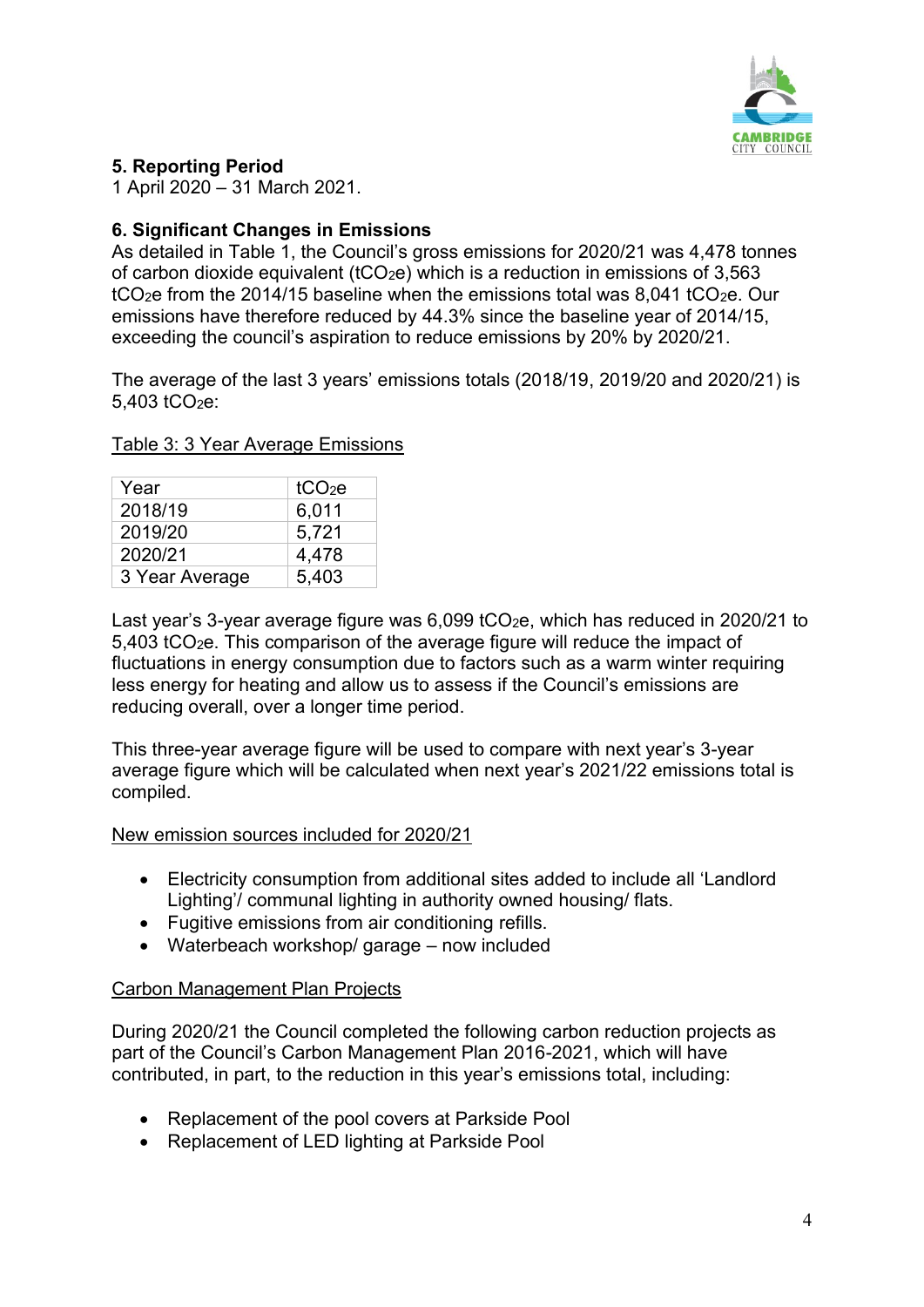## 5. Reporting Period

1 April 2020 – 31 March 2021.

## 6. Significant Changes in Emissions

As detailed in Table 1, the Council's gross emissions for 2020/21 was 4,478 tonnes of carbon dioxide equivalent ($tCO_2e$) which is a reduction in emissions of 3,563 $tCO_2e$ from the 2014/15 baseline when the emissions total was 8,041 $tCO_2e$. Our emissions have therefore reduced by 44.3% since the baseline year of 2014/15, exceeding the council's aspiration to reduce emissions by 20% by 2020/21.

The average of the last 3 years' emissions totals (2018/19, 2019/20 and 2020/21) is 5,403 $tCO_2e$:

<u>Table 3: 3 Year Average Emissions</u>

| Year | $tCO_2e$ |
|---|---|
| 2018/19 | 6,011 |
| 2019/20 | 5,721 |
| 2020/21 | 4,478 |
| 3 Year Average | 5,403 |

Last year's 3-year average figure was 6,099 $tCO_2e$, which has reduced in 2020/21 to 5,403 $tCO_2e$. This comparison of the average figure will reduce the impact of fluctuations in energy consumption due to factors such as a warm winter requiring less energy for heating and allow us to assess if the Council's emissions are reducing overall, over a longer time period.

This three-year average figure will be used to compare with next year's 3-year average figure which will be calculated when next year's 2021/22 emissions total is compiled.

<u>New emission sources included for 2020/21</u>

- Electricity consumption from additional sites added to include all 'Landlord Lighting'/ communal lighting in authority owned housing/ flats.
- Fugitive emissions from air conditioning refills.
- Waterbeach workshop/ garage – now included

<u>Carbon Management Plan Projects</u>

During 2020/21 the Council completed the following carbon reduction projects as part of the Council's Carbon Management Plan 2016-2021, which will have contributed, in part, to the reduction in this year's emissions total, including:

- Replacement of the pool covers at Parkside Pool
- Replacement of LED lighting at Parkside Pool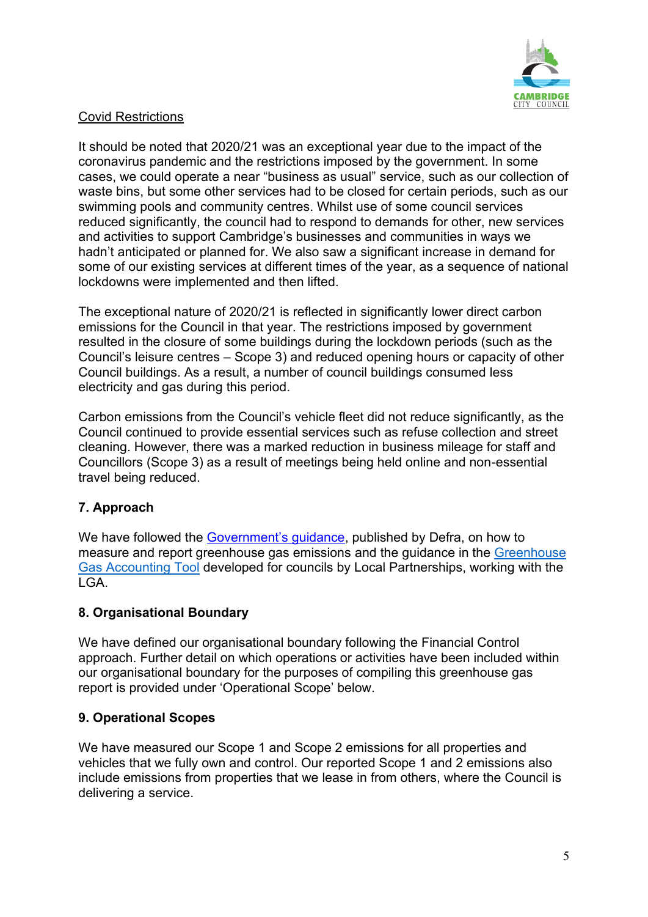Covid Restrictions

It should be noted that 2020/21 was an exceptional year due to the impact of the coronavirus pandemic and the restrictions imposed by the government. In some cases, we could operate a near "business as usual" service, such as our collection of waste bins, but some other services had to be closed for certain periods, such as our swimming pools and community centres. Whilst use of some council services reduced significantly, the council had to respond to demands for other, new services and activities to support Cambridge's businesses and communities in ways we hadn't anticipated or planned for. We also saw a significant increase in demand for some of our existing services at different times of the year, as a sequence of national lockdowns were implemented and then lifted.

The exceptional nature of 2020/21 is reflected in significantly lower direct carbon emissions for the Council in that year. The restrictions imposed by government resulted in the closure of some buildings during the lockdown periods (such as the Council's leisure centres – Scope 3) and reduced opening hours or capacity of other Council buildings. As a result, a number of council buildings consumed less electricity and gas during this period.

Carbon emissions from the Council's vehicle fleet did not reduce significantly, as the Council continued to provide essential services such as refuse collection and street cleaning. However, there was a marked reduction in business mileage for staff and Councillors (Scope 3) as a result of meetings being held online and non-essential travel being reduced.

## 7. Approach

We have followed the Government's guidance, published by Defra, on how to measure and report greenhouse gas emissions and the guidance in the Greenhouse Gas Accounting Tool developed for councils by Local Partnerships, working with the LGA.

## 8. Organisational Boundary

We have defined our organisational boundary following the Financial Control approach. Further detail on which operations or activities have been included within our organisational boundary for the purposes of compiling this greenhouse gas report is provided under 'Operational Scope' below.

## 9. Operational Scopes

We have measured our Scope 1 and Scope 2 emissions for all properties and vehicles that we fully own and control. Our reported Scope 1 and 2 emissions also include emissions from properties that we lease in from others, where the Council is delivering a service.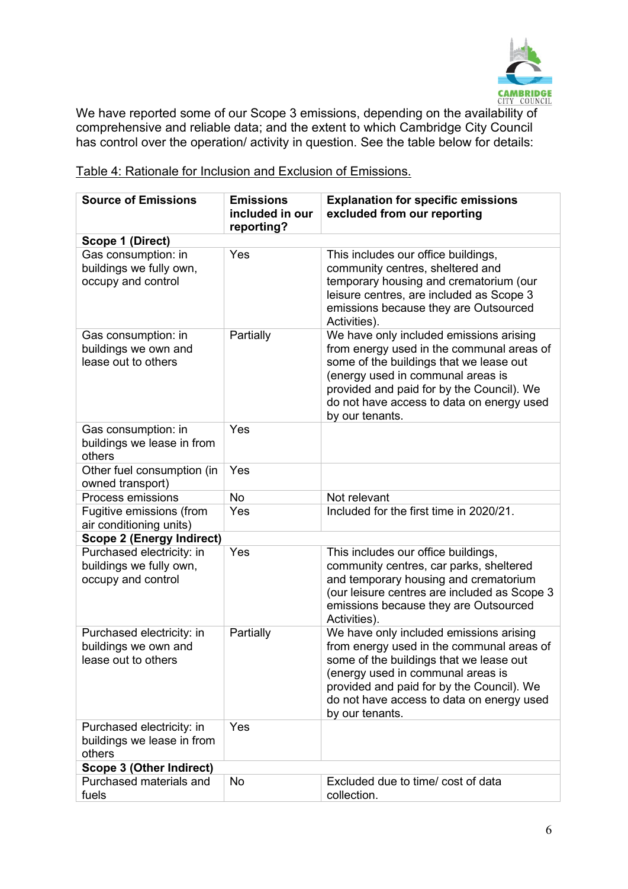We have reported some of our Scope 3 emissions, depending on the availability of comprehensive and reliable data; and the extent to which Cambridge City Council has control over the operation/ activity in question. See the table below for details:

Table 4: Rationale for Inclusion and Exclusion of Emissions.

| Source of Emissions | Emissions included in our reporting? | Explanation for specific emissions excluded from our reporting |
|---|---|---|
| **Scope 1 (Direct)** | | |
| Gas consumption: in buildings we fully own, occupy and control | Yes | This includes our office buildings, community centres, sheltered and temporary housing and crematorium (our leisure centres, are included as Scope 3 emissions because they are Outsourced Activities). |
| Gas consumption: in buildings we own and lease out to others | Partially | We have only included emissions arising from energy used in the communal areas of some of the buildings that we lease out (energy used in communal areas is provided and paid for by the Council). We do not have access to data on energy used by our tenants. |
| Gas consumption: in buildings we lease in from others | Yes | |
| Other fuel consumption (in owned transport) | Yes | |
| Process emissions | No | Not relevant |
| Fugitive emissions (from air conditioning units) | Yes | Included for the first time in 2020/21. |
| **Scope 2 (Energy Indirect)** | | |
| Purchased electricity: in buildings we fully own, occupy and control | Yes | This includes our office buildings, community centres, car parks, sheltered and temporary housing and crematorium (our leisure centres are included as Scope 3 emissions because they are Outsourced Activities). |
| Purchased electricity: in buildings we own and lease out to others | Partially | We have only included emissions arising from energy used in the communal areas of some of the buildings that we lease out (energy used in communal areas is provided and paid for by the Council). We do not have access to data on energy used by our tenants. |
| Purchased electricity: in buildings we lease in from others | Yes | |
| **Scope 3 (Other Indirect)** | | |
| Purchased materials and fuels | No | Excluded due to time/ cost of data collection. |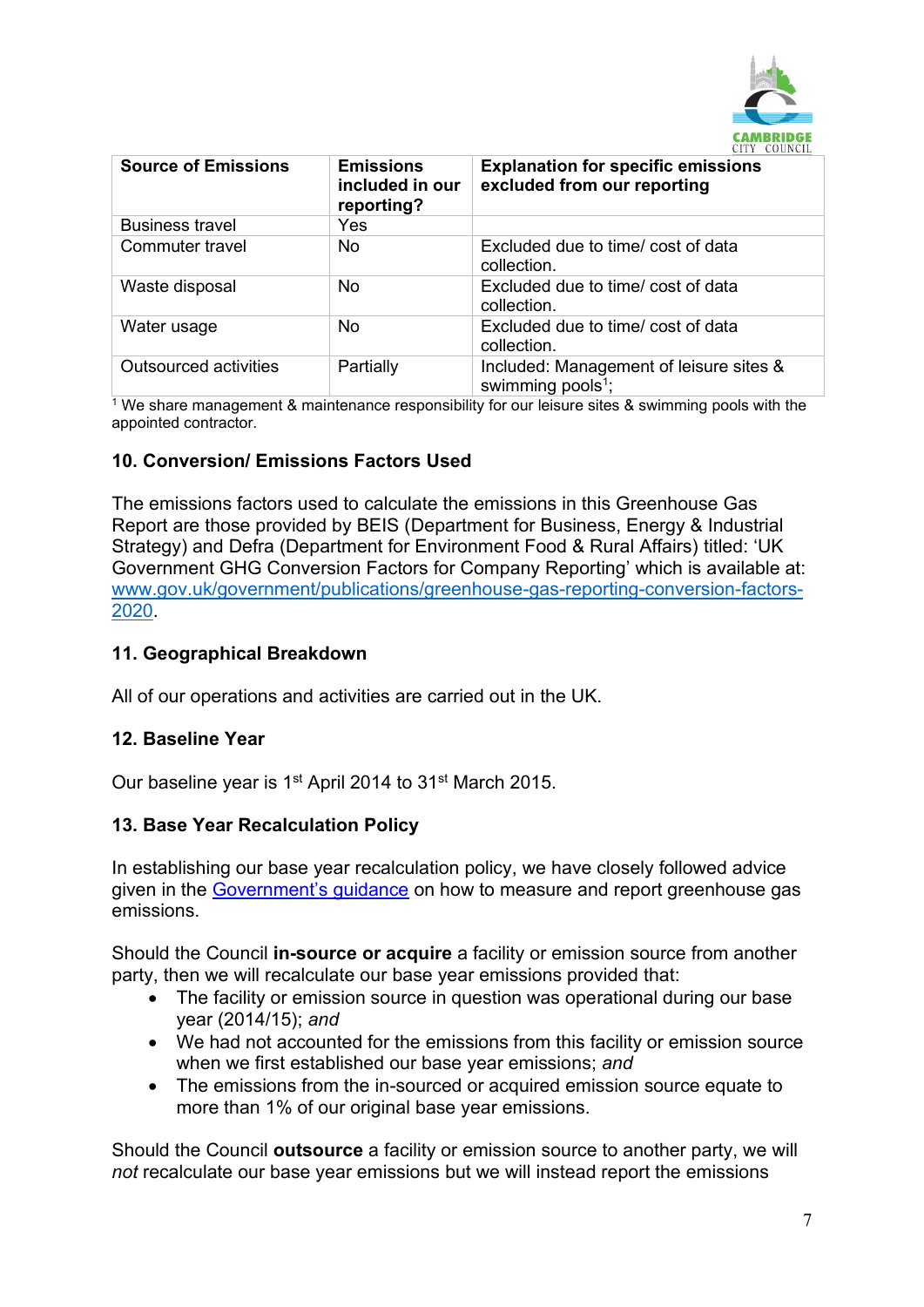| Source of Emissions | Emissions included in our reporting? | Explanation for specific emissions excluded from our reporting |
|---|---|---|
| Business travel | Yes | |
| Commuter travel | No | Excluded due to time/ cost of data collection. |
| Waste disposal | No | Excluded due to time/ cost of data collection. |
| Water usage | No | Excluded due to time/ cost of data collection. |
| Outsourced activities | Partially | Included: Management of leisure sites & swimming pools[1]; |

[1] We share management & maintenance responsibility for our leisure sites & swimming pools with the appointed contractor.

## 10. Conversion/ Emissions Factors Used

The emissions factors used to calculate the emissions in this Greenhouse Gas Report are those provided by BEIS (Department for Business, Energy & Industrial Strategy) and Defra (Department for Environment Food & Rural Affairs) titled: 'UK Government GHG Conversion Factors for Company Reporting' which is available at: www.gov.uk/government/publications/greenhouse-gas-reporting-conversion-factors-2020.

## 11. Geographical Breakdown

All of our operations and activities are carried out in the UK.

## 12. Baseline Year

Our baseline year is 1st April 2014 to 31st March 2015.

## 13. Base Year Recalculation Policy

In establishing our base year recalculation policy, we have closely followed advice given in the Government's guidance on how to measure and report greenhouse gas emissions.

Should the Council **in-source or acquire** a facility or emission source from another party, then we will recalculate our base year emissions provided that:

- The facility or emission source in question was operational during our base year (2014/15); *and*
- We had not accounted for the emissions from this facility or emission source when we first established our base year emissions; *and*
- The emissions from the in-sourced or acquired emission source equate to more than 1% of our original base year emissions.

Should the Council **outsource** a facility or emission source to another party, we will *not* recalculate our base year emissions but we will instead report the emissions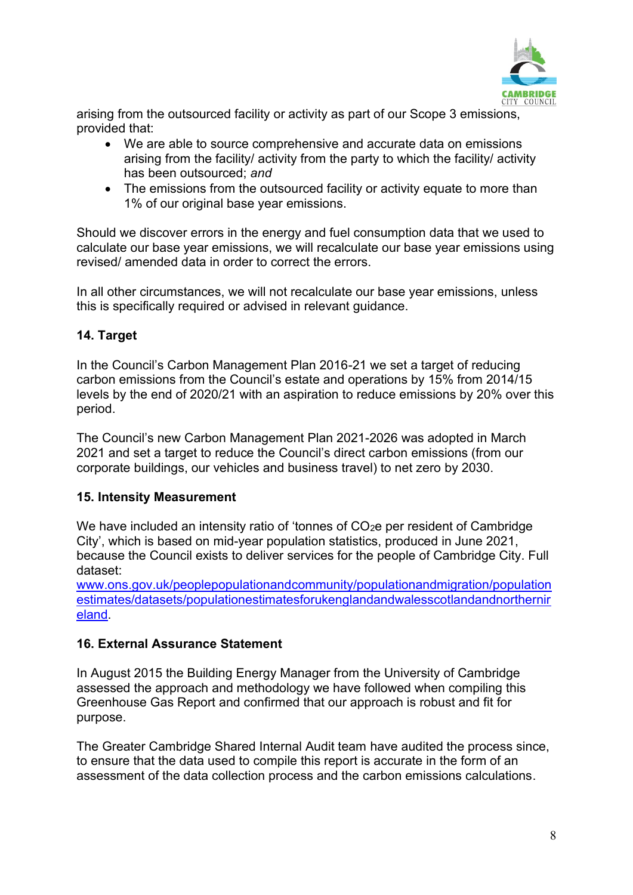arising from the outsourced facility or activity as part of our Scope 3 emissions, provided that:

- We are able to source comprehensive and accurate data on emissions arising from the facility/ activity from the party to which the facility/ activity has been outsourced; *and*
- The emissions from the outsourced facility or activity equate to more than 1% of our original base year emissions.

Should we discover errors in the energy and fuel consumption data that we used to calculate our base year emissions, we will recalculate our base year emissions using revised/ amended data in order to correct the errors.

In all other circumstances, we will not recalculate our base year emissions, unless this is specifically required or advised in relevant guidance.

## 14. Target

In the Council's Carbon Management Plan 2016-21 we set a target of reducing carbon emissions from the Council's estate and operations by 15% from 2014/15 levels by the end of 2020/21 with an aspiration to reduce emissions by 20% over this period.

The Council's new Carbon Management Plan 2021-2026 was adopted in March 2021 and set a target to reduce the Council's direct carbon emissions (from our corporate buildings, our vehicles and business travel) to net zero by 2030.

## 15. Intensity Measurement

We have included an intensity ratio of 'tonnes of $CO_2e$ per resident of Cambridge City', which is based on mid-year population statistics, produced in June 2021, because the Council exists to deliver services for the people of Cambridge City. Full dataset: [www.ons.gov.uk/peoplepopulationandcommunity/populationandmigration/populationestimates/datasets/populationestimatesforukenglandandwalesscotlandandnorthernireland](www.ons.gov.uk/peoplepopulationandcommunity/populationandmigration/populationestimates/datasets/populationestimatesforukenglandandwalesscotlandandnorthernireland).

## 16. External Assurance Statement

In August 2015 the Building Energy Manager from the University of Cambridge assessed the approach and methodology we have followed when compiling this Greenhouse Gas Report and confirmed that our approach is robust and fit for purpose.

The Greater Cambridge Shared Internal Audit team have audited the process since, to ensure that the data used to compile this report is accurate in the form of an assessment of the data collection process and the carbon emissions calculations.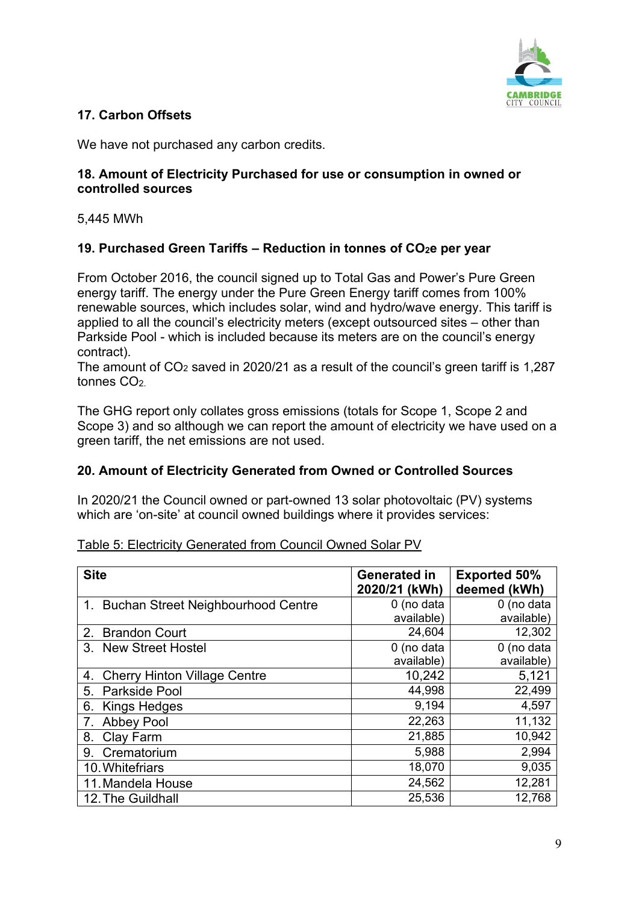## 17. Carbon Offsets

We have not purchased any carbon credits.

## 18. Amount of Electricity Purchased for use or consumption in owned or controlled sources

5,445 MWh

## 19. Purchased Green Tariffs – Reduction in tonnes of $CO_{2}e$ per year

From October 2016, the council signed up to Total Gas and Power's Pure Green energy tariff. The energy under the Pure Green Energy tariff comes from 100% renewable sources, which includes solar, wind and hydro/wave energy. This tariff is applied to all the council's electricity meters (except outsourced sites – other than Parkside Pool - which is included because its meters are on the council's energy contract).

The amount of $CO_2$ saved in 2020/21 as a result of the council's green tariff is 1,287 tonnes $CO_2$.

The GHG report only collates gross emissions (totals for Scope 1, Scope 2 and Scope 3) and so although we can report the amount of electricity we have used on a green tariff, the net emissions are not used.

## 20. Amount of Electricity Generated from Owned or Controlled Sources

In 2020/21 the Council owned or part-owned 13 solar photovoltaic (PV) systems which are 'on-site' at council owned buildings where it provides services:

Table 5: Electricity Generated from Council Owned Solar PV

| Site | Generated in 2020/21 (kWh) | Exported 50% deemed (kWh) |
|---|---|---|
| 1. Buchan Street Neighbourhood Centre | 0 (no data available) | 0 (no data available) |
| 2. Brandon Court | 24,604 | 12,302 |
| 3. New Street Hostel | 0 (no data available) | 0 (no data available) |
| 4. Cherry Hinton Village Centre | 10,242 | 5,121 |
| 5. Parkside Pool | 44,998 | 22,499 |
| 6. Kings Hedges | 9,194 | 4,597 |
| 7. Abbey Pool | 22,263 | 11,132 |
| 8. Clay Farm | 21,885 | 10,942 |
| 9. Crematorium | 5,988 | 2,994 |
| 10. Whitefriars | 18,070 | 9,035 |
| 11. Mandela House | 24,562 | 12,281 |
| 12. The Guildhall | 25,536 | 12,768 |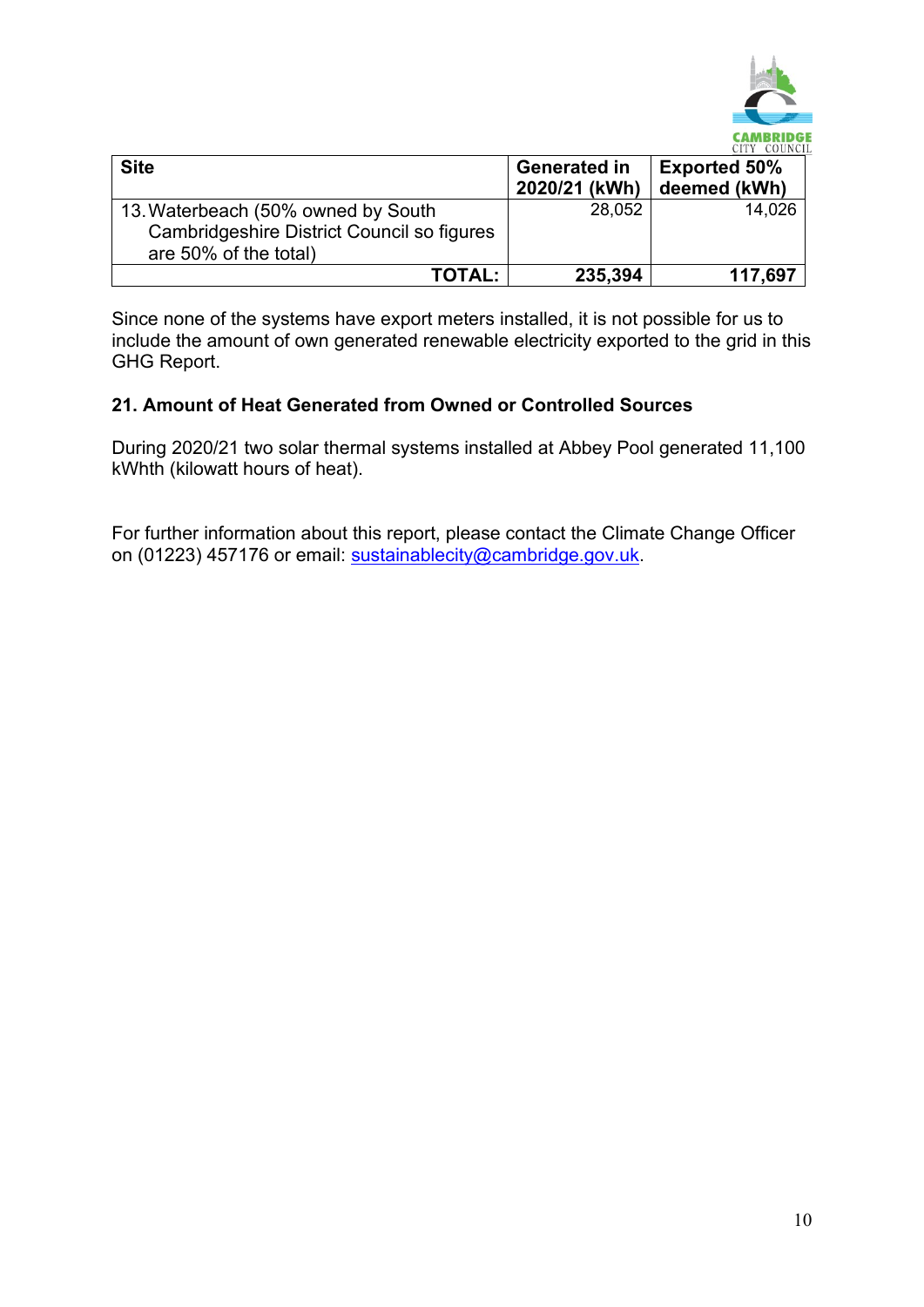| Site | Generated in 2020/21 (kWh) | Exported 50% deemed (kWh) |
|---|---|---|
| 13. Waterbeach (50% owned by South Cambridgeshire District Council so figures are 50% of the total) | 28,052 | 14,026 |
| **TOTAL:** | **235,394** | **117,697** |

Since none of the systems have export meters installed, it is not possible for us to include the amount of own generated renewable electricity exported to the grid in this GHG Report.

### 21. Amount of Heat Generated from Owned or Controlled Sources

During 2020/21 two solar thermal systems installed at Abbey Pool generated 11,100 kWhth (kilowatt hours of heat).

For further information about this report, please contact the Climate Change Officer on (01223) 457176 or email: sustainablecity@cambridge.gov.uk.